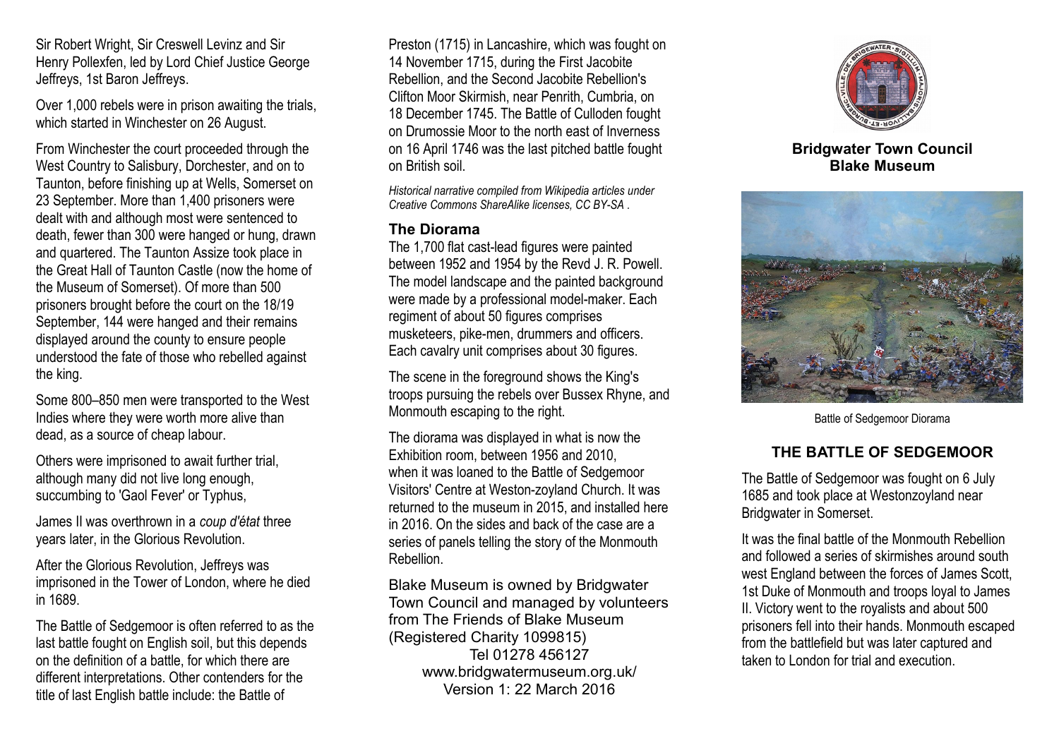Sir Robert Wright, Sir Creswell Levinz and Sir Henry Pollexfen, led by Lord Chief Justice George Jeffreys, 1st Baron Jeffreys.

Over 1,000 rebels were in prison awaiting the trials, which started in Winchester on 26 August.

From Winchester the court proceeded through the West Country to Salisbury, Dorchester, and on to Taunton, before finishing up at Wells, Somerset on 23 September. More than 1,400 prisoners were dealt with and although most were sentenced to death, fewer than 300 were hanged or hung, drawn and quartered. The Taunton Assize took place in the Great Hall of Taunton Castle (now the home of the Museum of Somerset). Of more than 500 prisoners brought before the court on the 18/19 September, 144 were hanged and their remains displayed around the county to ensure people understood the fate of those who rebelled against the king.

Some 800–850 men were transported to the West Indies where they were worth more alive than dead, as a source of cheap labour.

Others were imprisoned to await further trial, although many did not live long enough, succumbing to 'Gaol Fever' or Typhus,

James II was overthrown in a *coup d'état* three years later, in the Glorious Revolution.

After the Glorious Revolution, Jeffreys was imprisoned in the Tower of London, where he died in 1689.

The Battle of Sedgemoor is often referred to as the last battle fought on English soil, but this depends on the definition of a battle, for which there are different interpretations. Other contenders for the title of last English battle include: the Battle of Preston (1715) in Lancashire, which was fought on 14 November 1715, during the First Jacobite Rebellion, and the Second Jacobite Rebellion's Clifton Moor Skirmish, near Penrith, Cumbria, on 18 December 1745. The Battle of Culloden fought on Drumossie Moor to the north east of Inverness on 16 April 1746 was the last pitched battle fought on British soil.

*Historical narrative compiled from Wikipedia articles under Creative Commons ShareAlike licenses, CC BY-SA .*

### The Diorama

The 1,700 flat cast-lead figures were painted between 1952 and 1954 by the Revd J. R. Powell. The model landscape and the painted background were made by a professional model-maker. Each regiment of about 50 figures comprises musketeers, pike-men, drummers and officers. Each cavalry unit comprises about 30 figures.

The scene in the foreground shows the King's troops pursuing the rebels over Bussex Rhyne, and Monmouth escaping to the right.

The diorama was displayed in what is now the Exhibition room, between 1956 and 2010, when it was loaned to the Battle of Sedgemoor Visitors' Centre at Weston-zoyland Church. It was returned to the museum in 2015, and installed here in 2016. On the sides and back of the case are a series of panels telling the story of the Monmouth Rebellion.

Blake Museum is owned by Bridgwater Town Council and managed by volunteers from The Friends of Blake Museum (Registered Charity 1099815)
Tel 01278 456127
www.bridgwatermuseum.org.uk/
Version 1: 22 March 2016

**Bridgwater Town Council**
**Blake Museum**

Battle of Sedgemoor Diorama

## THE BATTLE OF SEDGEMOOR

The Battle of Sedgemoor was fought on 6 July 1685 and took place at Westonzoyland near Bridgwater in Somerset.

It was the final battle of the Monmouth Rebellion and followed a series of skirmishes around south west England between the forces of James Scott, 1st Duke of Monmouth and troops loyal to James II. Victory went to the royalists and about 500 prisoners fell into their hands. Monmouth escaped from the battlefield but was later captured and taken to London for trial and execution.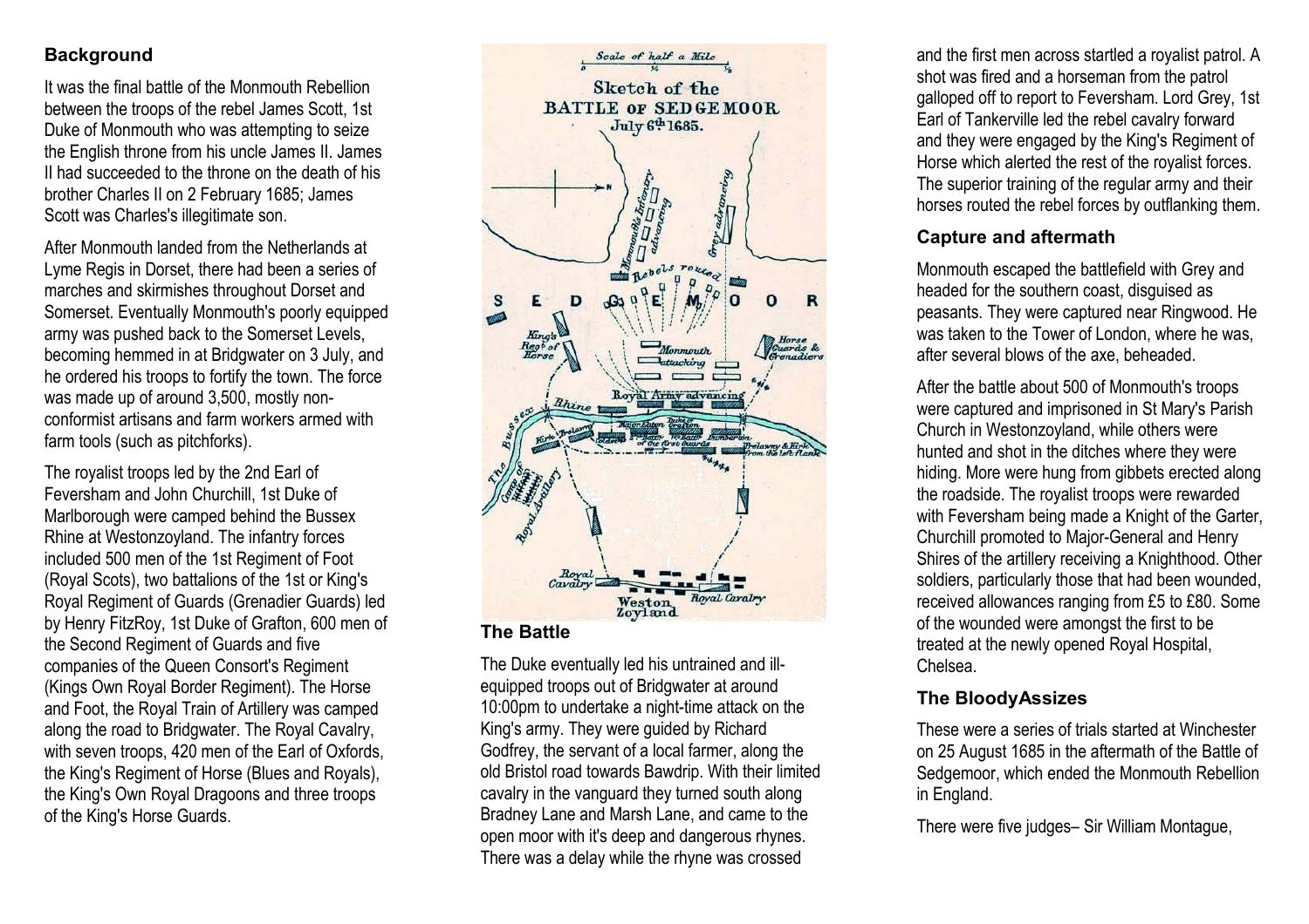## Background

It was the final battle of the Monmouth Rebellion between the troops of the rebel James Scott, 1st Duke of Monmouth who was attempting to seize the English throne from his uncle James II. James II had succeeded to the throne on the death of his brother Charles II on 2 February 1685; James Scott was Charles's illegitimate son.

After Monmouth landed from the Netherlands at Lyme Regis in Dorset, there had been a series of marches and skirmishes throughout Dorset and Somerset. Eventually Monmouth's poorly equipped army was pushed back to the Somerset Levels, becoming hemmed in at Bridgwater on 3 July, and he ordered his troops to fortify the town. The force was made up of around 3,500, mostly non-conformist artisans and farm workers armed with farm tools (such as pitchforks).

The royalist troops led by the 2nd Earl of Feversham and John Churchill, 1st Duke of Marlborough were camped behind the Bussex Rhine at Westonzoyland. The infantry forces included 500 men of the 1st Regiment of Foot (Royal Scots), two battalions of the 1st or King's Royal Regiment of Guards (Grenadier Guards) led by Henry FitzRoy, 1st Duke of Grafton, 600 men of the Second Regiment of Guards and five companies of the Queen Consort's Regiment (Kings Own Royal Border Regiment). The Horse and Foot, the Royal Train of Artillery was camped along the road to Bridgwater. The Royal Cavalry, with seven troops, 420 men of the Earl of Oxfords, the King's Regiment of Horse (Blues and Royals), the King's Own Royal Dragoons and three troops of the King's Horse Guards.

Scale of half a Mile

Sketch of the BATTLE OF SEDGEMOOR July 6th 1685.

## The Battle

The Duke eventually led his untrained and ill-equipped troops out of Bridgwater at around 10:00pm to undertake a night-time attack on the King's army. They were guided by Richard Godfrey, the servant of a local farmer, along the old Bristol road towards Bawdrip. With their limited cavalry in the vanguard they turned south along Bradney Lane and Marsh Lane, and came to the open moor with it's deep and dangerous rhynes. There was a delay while the rhyne was crossed and the first men across startled a royalist patrol. A shot was fired and a horseman from the patrol galloped off to report to Feversham. Lord Grey, 1st Earl of Tankerville led the rebel cavalry forward and they were engaged by the King's Regiment of Horse which alerted the rest of the royalist forces. The superior training of the regular army and their horses routed the rebel forces by outflanking them.

## Capture and aftermath

Monmouth escaped the battlefield with Grey and headed for the southern coast, disguised as peasants. They were captured near Ringwood. He was taken to the Tower of London, where he was, after several blows of the axe, beheaded.

After the battle about 500 of Monmouth's troops were captured and imprisoned in St Mary's Parish Church in Westonzoyland, while others were hunted and shot in the ditches where they were hiding. More were hung from gibbets erected along the roadside. The royalist troops were rewarded with Feversham being made a Knight of the Garter, Churchill promoted to Major-General and Henry Shires of the artillery receiving a Knighthood. Other soldiers, particularly those that had been wounded, received allowances ranging from £5 to £80. Some of the wounded were amongst the first to be treated at the newly opened Royal Hospital, Chelsea.

## The BloodyAssizes

These were a series of trials started at Winchester on 25 August 1685 in the aftermath of the Battle of Sedgemoor, which ended the Monmouth Rebellion in England.

There were five judges– Sir William Montague,